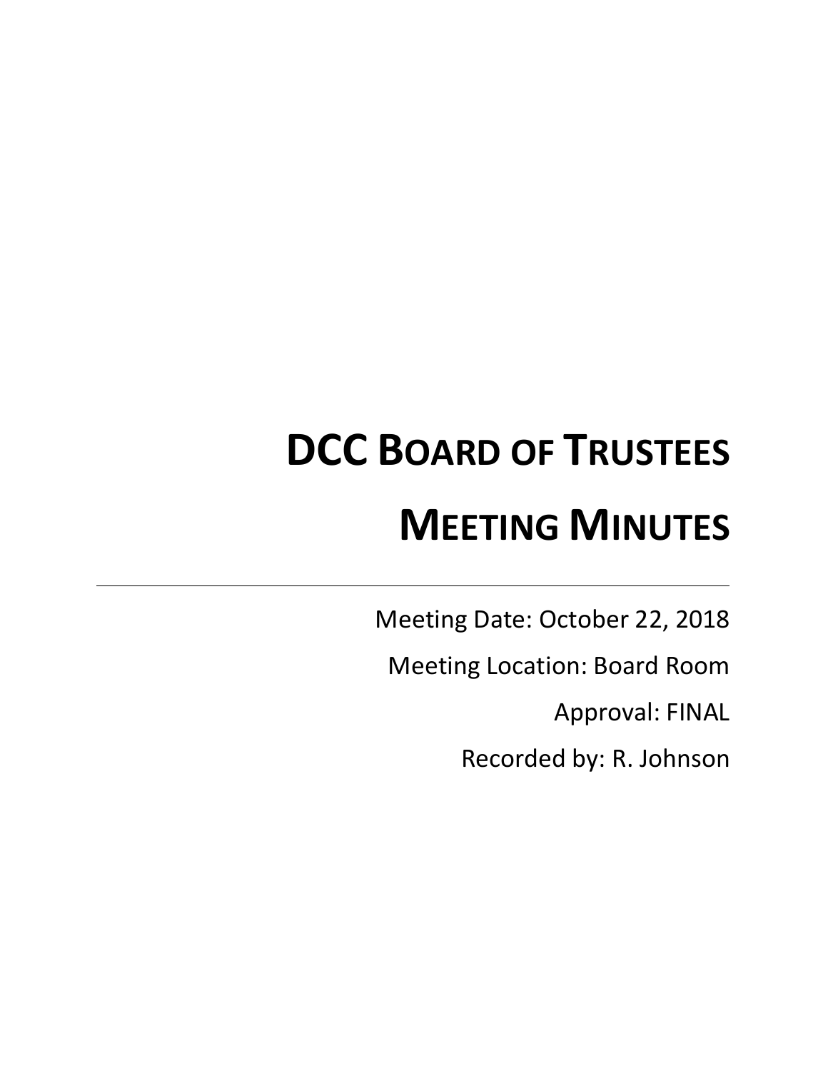# DCC Board of Trustees

# Meeting Minutes

---

Meeting Date: October 22, 2018

Meeting Location: Board Room

Approval: FINAL

Recorded by: R. Johnson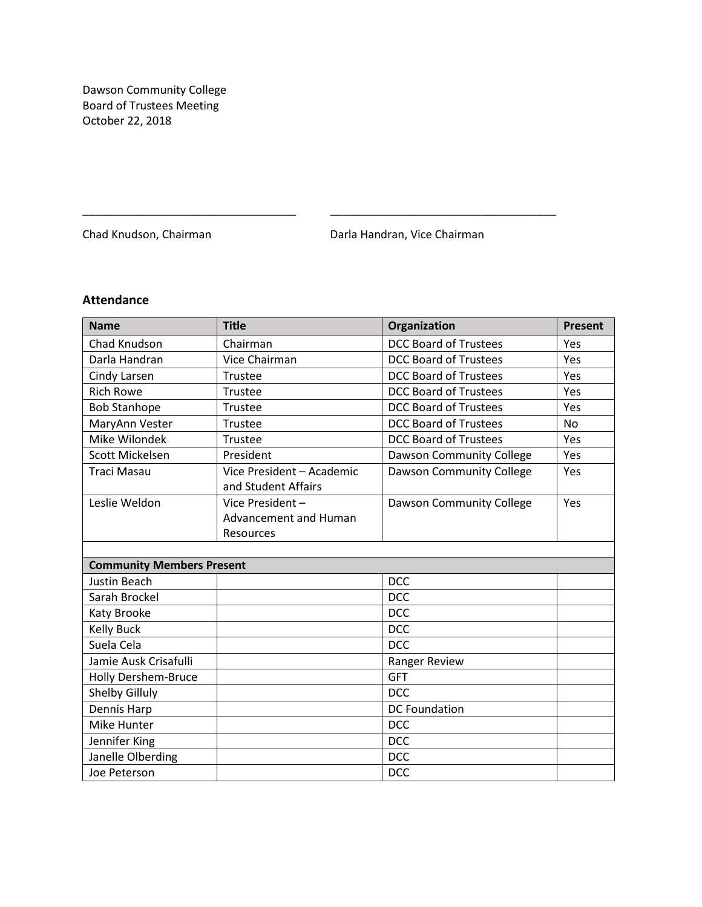Dawson Community College
Board of Trustees Meeting
October 22, 2018

\_\_\_\_\_\_\_\_\_\_\_\_\_\_\_\_\_\_\_\_\_\_\_\_\_\_\_\_\_\_\_\_\_\_ \_\_\_\_\_\_\_\_\_\_\_\_\_\_\_\_\_\_\_\_\_\_\_\_\_\_\_\_\_\_\_\_\_\_\_\_

Chad Knudson, Chairman Darla Handran, Vice Chairman

### Attendance

| Name | Title | Organization | Present |
|---|---|---|---|
| Chad Knudson | Chairman | DCC Board of Trustees | Yes |
| Darla Handran | Vice Chairman | DCC Board of Trustees | Yes |
| Cindy Larsen | Trustee | DCC Board of Trustees | Yes |
| Rich Rowe | Trustee | DCC Board of Trustees | Yes |
| Bob Stanhope | Trustee | DCC Board of Trustees | Yes |
| MaryAnn Vester | Trustee | DCC Board of Trustees | No |
| Mike Wilondek | Trustee | DCC Board of Trustees | Yes |
| Scott Mickelsen | President | Dawson Community College | Yes |
| Traci Masau | Vice President – Academic and Student Affairs | Dawson Community College | Yes |
| Leslie Weldon | Vice President – Advancement and Human Resources | Dawson Community College | Yes |
| | | | |
| **Community Members Present** | | | |
| Justin Beach | | DCC | |
| Sarah Brockel | | DCC | |
| Katy Brooke | | DCC | |
| Kelly Buck | | DCC | |
| Suela Cela | | DCC | |
| Jamie Ausk Crisafulli | | Ranger Review | |
| Holly Dershem-Bruce | | GFT | |
| Shelby Gilluly | | DCC | |
| Dennis Harp | | DC Foundation | |
| Mike Hunter | | DCC | |
| Jennifer King | | DCC | |
| Janelle Olberding | | DCC | |
| Joe Peterson | | DCC | |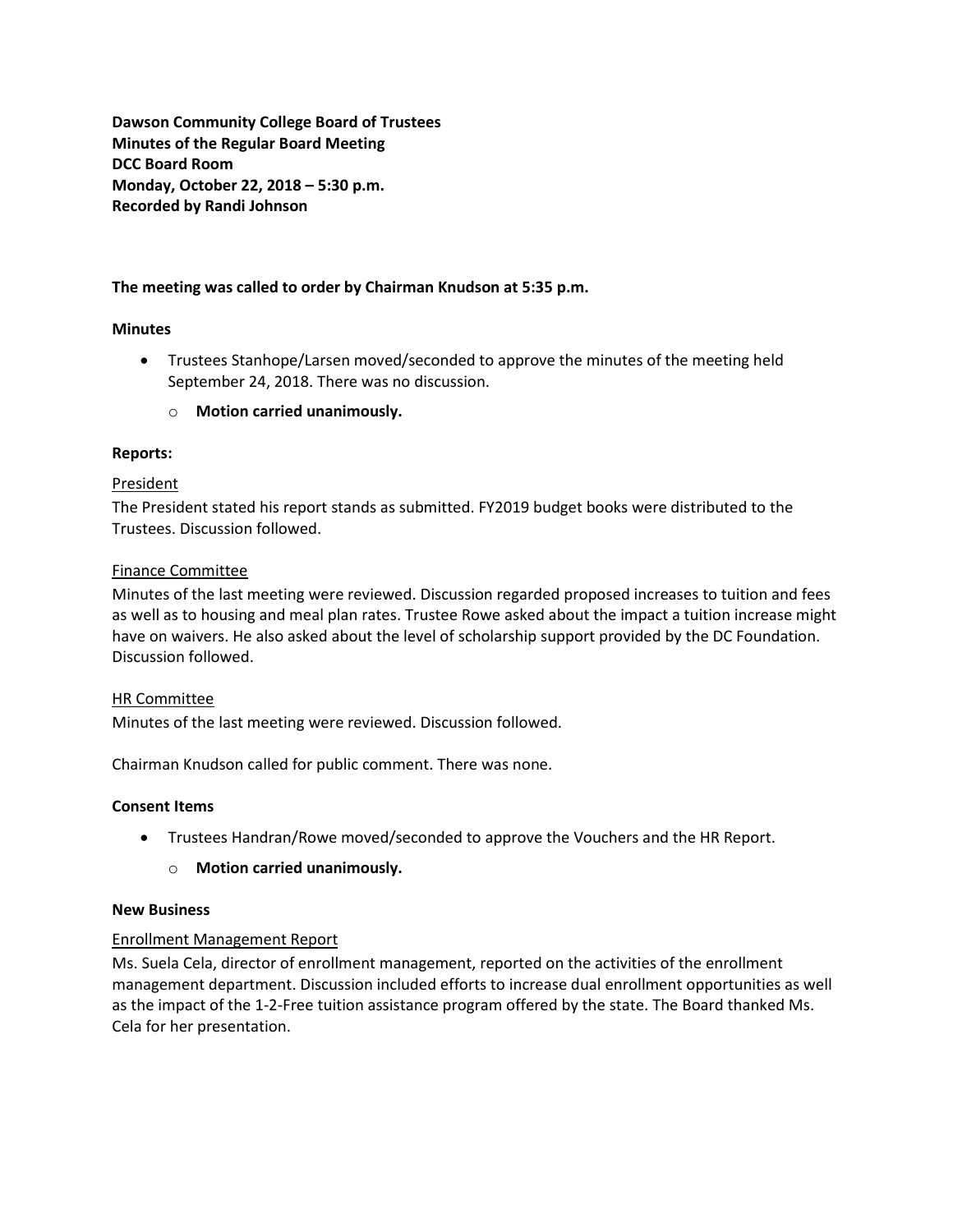**Dawson Community College Board of Trustees**
**Minutes of the Regular Board Meeting**
**DCC Board Room**
**Monday, October 22, 2018 – 5:30 p.m.**
**Recorded by Randi Johnson**

**The meeting was called to order by Chairman Knudson at 5:35 p.m.**

**Minutes**

- Trustees Stanhope/Larsen moved/seconded to approve the minutes of the meeting held September 24, 2018. There was no discussion.
  - **Motion carried unanimously.**

**Reports:**

<u>President</u>

The President stated his report stands as submitted. FY2019 budget books were distributed to the Trustees. Discussion followed.

<u>Finance Committee</u>

Minutes of the last meeting were reviewed. Discussion regarded proposed increases to tuition and fees as well as to housing and meal plan rates. Trustee Rowe asked about the impact a tuition increase might have on waivers. He also asked about the level of scholarship support provided by the DC Foundation. Discussion followed.

<u>HR Committee</u>

Minutes of the last meeting were reviewed. Discussion followed.

Chairman Knudson called for public comment. There was none.

**Consent Items**

- Trustees Handran/Rowe moved/seconded to approve the Vouchers and the HR Report.
  - **Motion carried unanimously.**

**New Business**

<u>Enrollment Management Report</u>

Ms. Suela Cela, director of enrollment management, reported on the activities of the enrollment management department. Discussion included efforts to increase dual enrollment opportunities as well as the impact of the 1-2-Free tuition assistance program offered by the state. The Board thanked Ms. Cela for her presentation.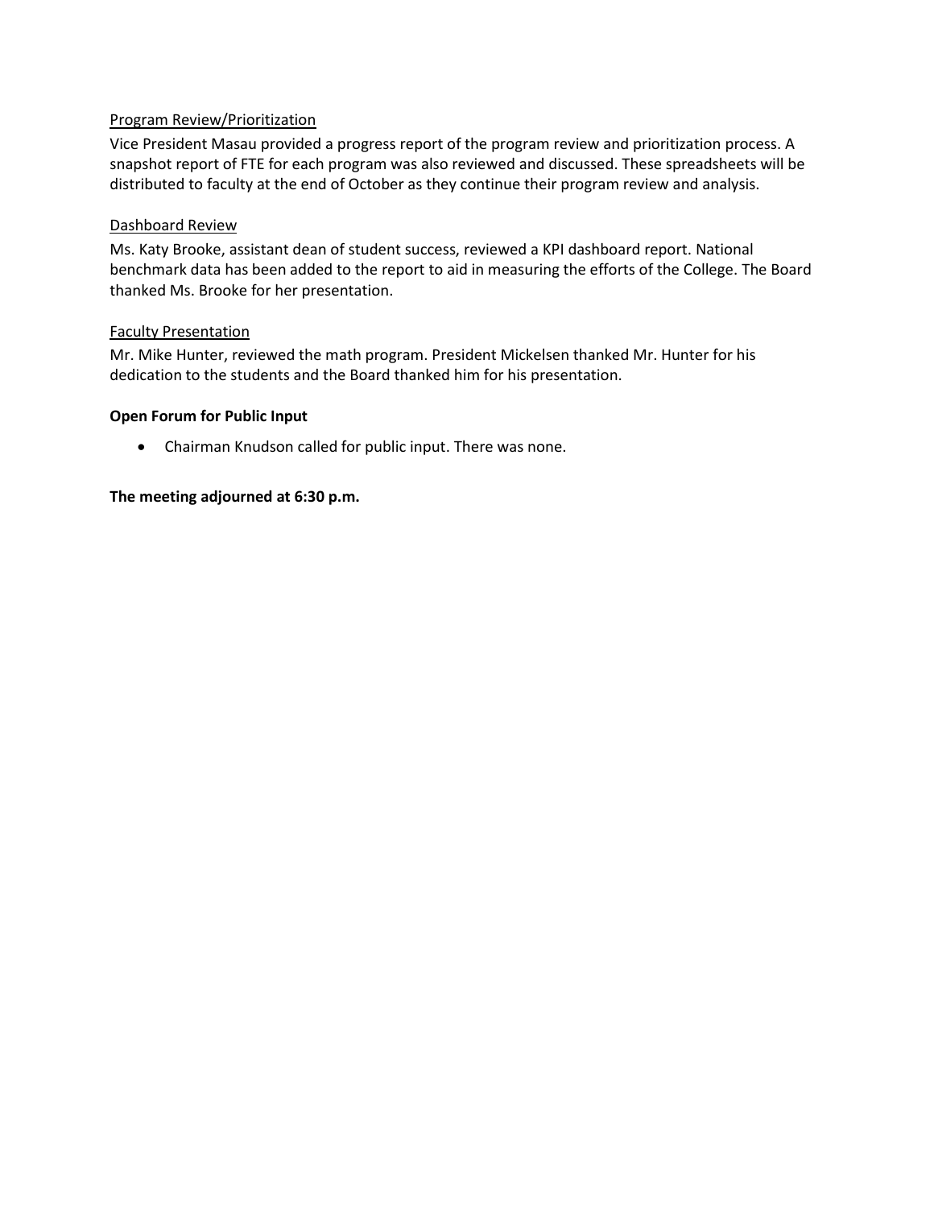Program Review/Prioritization

Vice President Masau provided a progress report of the program review and prioritization process. A snapshot report of FTE for each program was also reviewed and discussed. These spreadsheets will be distributed to faculty at the end of October as they continue their program review and analysis.

Dashboard Review

Ms. Katy Brooke, assistant dean of student success, reviewed a KPI dashboard report. National benchmark data has been added to the report to aid in measuring the efforts of the College. The Board thanked Ms. Brooke for her presentation.

Faculty Presentation

Mr. Mike Hunter, reviewed the math program. President Mickelsen thanked Mr. Hunter for his dedication to the students and the Board thanked him for his presentation.

**Open Forum for Public Input**

- Chairman Knudson called for public input. There was none.

**The meeting adjourned at 6:30 p.m.**